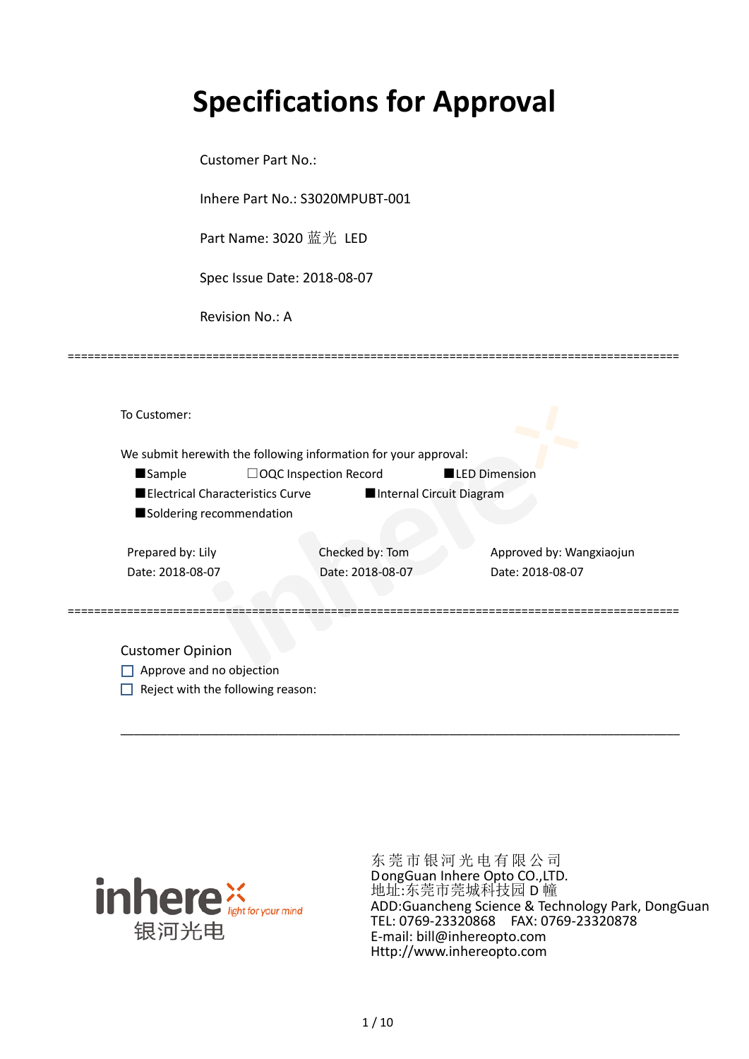# Specifications for Approval

Customer Part No.:

Inhere Part No.: S3020MPUBT-001

Part Name: 3020 蓝光 LED

Spec Issue Date: 2018-08-07

Revision No.: A

---

To Customer:

We submit herewith the following information for your approval:

■Sample ☐OQC Inspection Record ■LED Dimension

■Electrical Characteristics Curve ■Internal Circuit Diagram

■Soldering recommendation

| Prepared by: Lily | Checked by: Tom | Approved by: Wangxiaojun |
|---|---|---|
| Date: 2018-08-07 | Date: 2018-08-07 | Date: 2018-08-07 |

---

Customer Opinion

☐ Approve and no objection

☐ Reject with the following reason:

---

东莞市银河光电有限公司
DongGuan Inhere Opto CO.,LTD.
地址:东莞市莞城科技园 D 幢
ADD:Guancheng Science & Technology Park, DongGuan
TEL: 0769-23320868 FAX: 0769-23320878
E-mail: bill@inhereopto.com
Http://www.inhereopto.com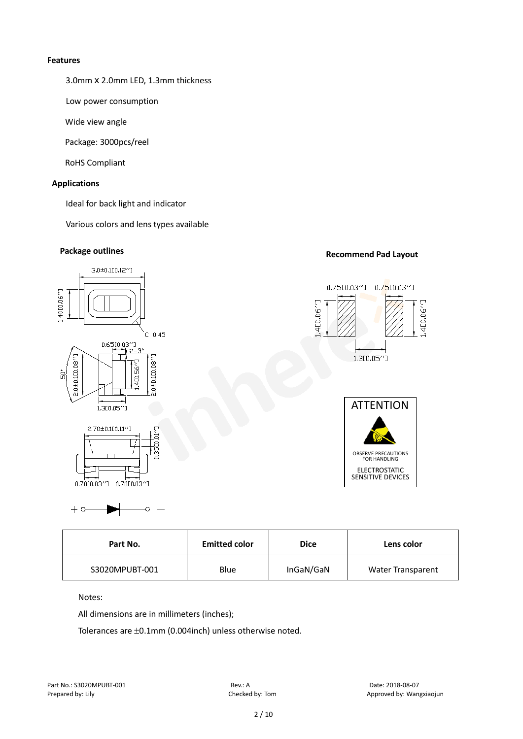**Features**

3.0mm X 2.0mm LED, 1.3mm thickness

Low power consumption

Wide view angle

Package: 3000pcs/reel

RoHS Compliant

**Applications**

Ideal for back light and indicator

Various colors and lens types available

**Package outlines**

**Recommend Pad Layout**

ATTENTION

OBSERVE PRECAUTIONS FOR HANDLING

ELECTROSTATIC SENSITIVE DEVICES

| Part No. | Emitted color | Dice | Lens color |
|---|---|---|---|
| S3020MPUBT-001 | Blue | InGaN/GaN | Water Transparent |

Notes:

All dimensions are in millimeters (inches);

Tolerances are ±0.1mm (0.004inch) unless otherwise noted.

Part No.: S3020MPUBT-001 Rev.: A Date: 2018-08-07

Prepared by: Lily Checked by: Tom Approved by: Wangxiaojun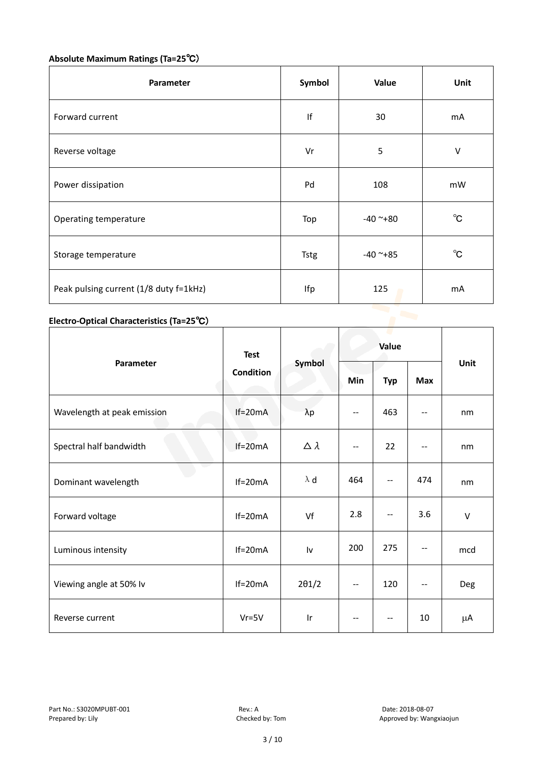**Absolute Maximum Ratings (Ta=25℃)**

| Parameter | Symbol | Value | Unit |
|---|---|---|---|
| Forward current | If | 30 | mA |
| Reverse voltage | Vr | 5 | V |
| Power dissipation | Pd | 108 | mW |
| Operating temperature | Top | -40 ~+80 | ℃ |
| Storage temperature | Tstg | -40 ~+85 | ℃ |
| Peak pulsing current (1/8 duty f=1kHz) | Ifp | 125 | mA |

**Electro-Optical Characteristics (Ta=25℃)**

| Parameter | Test Condition | Symbol | Value | | | Unit |
|---|---|---|---|---|---|---|
| | | | Min | Typ | Max | |
| Wavelength at peak emission | If=20mA | λp | -- | 463 | -- | nm |
| Spectral half bandwidth | If=20mA | △λ | -- | 22 | -- | nm |
| Dominant wavelength | If=20mA | λd | 464 | -- | 474 | nm |
| Forward voltage | If=20mA | Vf | 2.8 | -- | 3.6 | V |
| Luminous intensity | If=20mA | Iv | 200 | 275 | -- | mcd |
| Viewing angle at 50% Iv | If=20mA | 2θ1/2 | -- | 120 | -- | Deg |
| Reverse current | Vr=5V | Ir | -- | -- | 10 | μA |

Part No.: S3020MPUBT-001　　Rev.: A　　Date: 2018-08-07
Prepared by: Lily　　Checked by: Tom　　Approved by: Wangxiaojun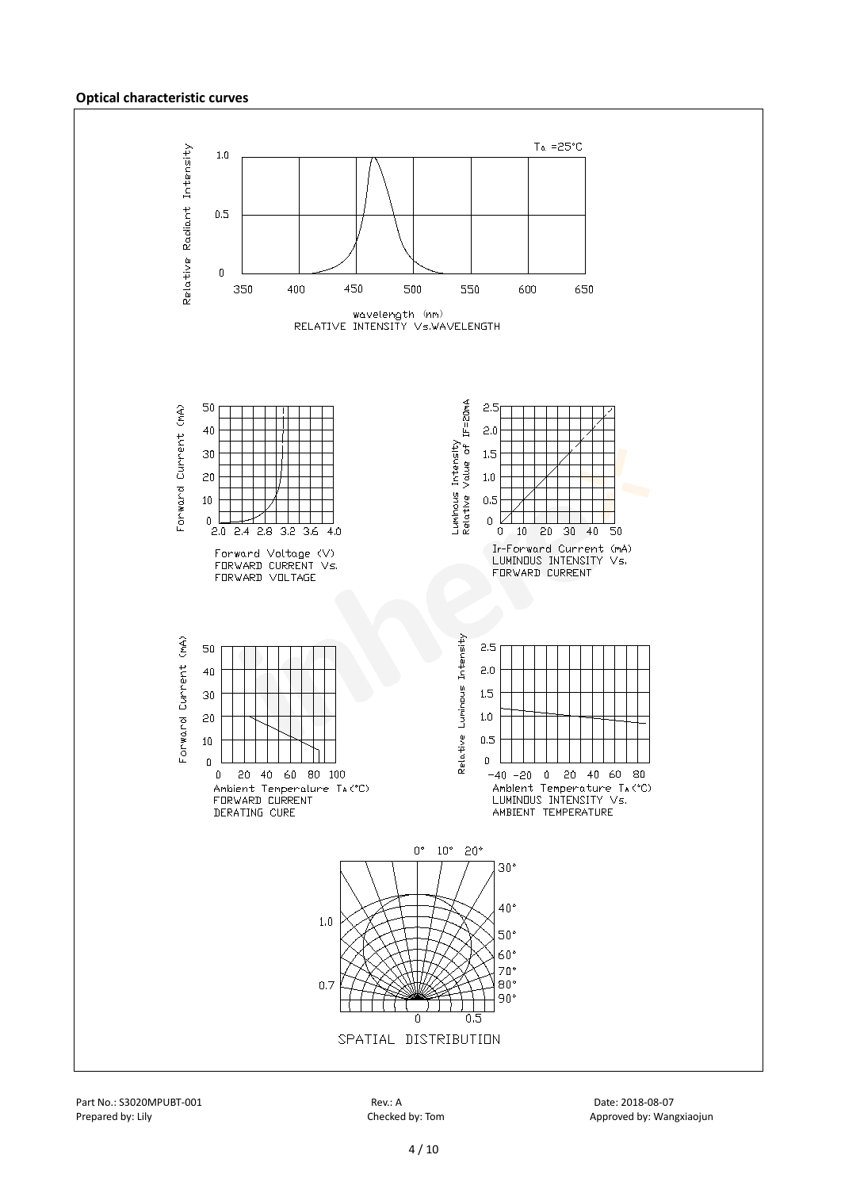**Optical characteristic curves**

$T_a$ =25°C

Relative Radiant Intensity

wavelength (nm)
RELATIVE INTENSITY Vs.WAVELENGTH

Forward Voltage (V)
FORWARD CURRENT Vs.
FORWARD VOLTAGE

IF-Forward Current (mA)
LUMINOUS INTENSITY Vs.
FORWARD CURRENT

Ambient Temperature $T_A$(°C)
FORWARD CURRENT
DERATING CURE

Ambient Temperature $T_A$(°C)
LUMINOUS INTENSITY Vs.
AMBIENT TEMPERATURE

SPATIAL DISTRIBUTION

Part No.: S3020MPUBT-001 | Rev.: A | Date: 2018-08-07
Prepared by: Lily | Checked by: Tom | Approved by: Wangxiaojun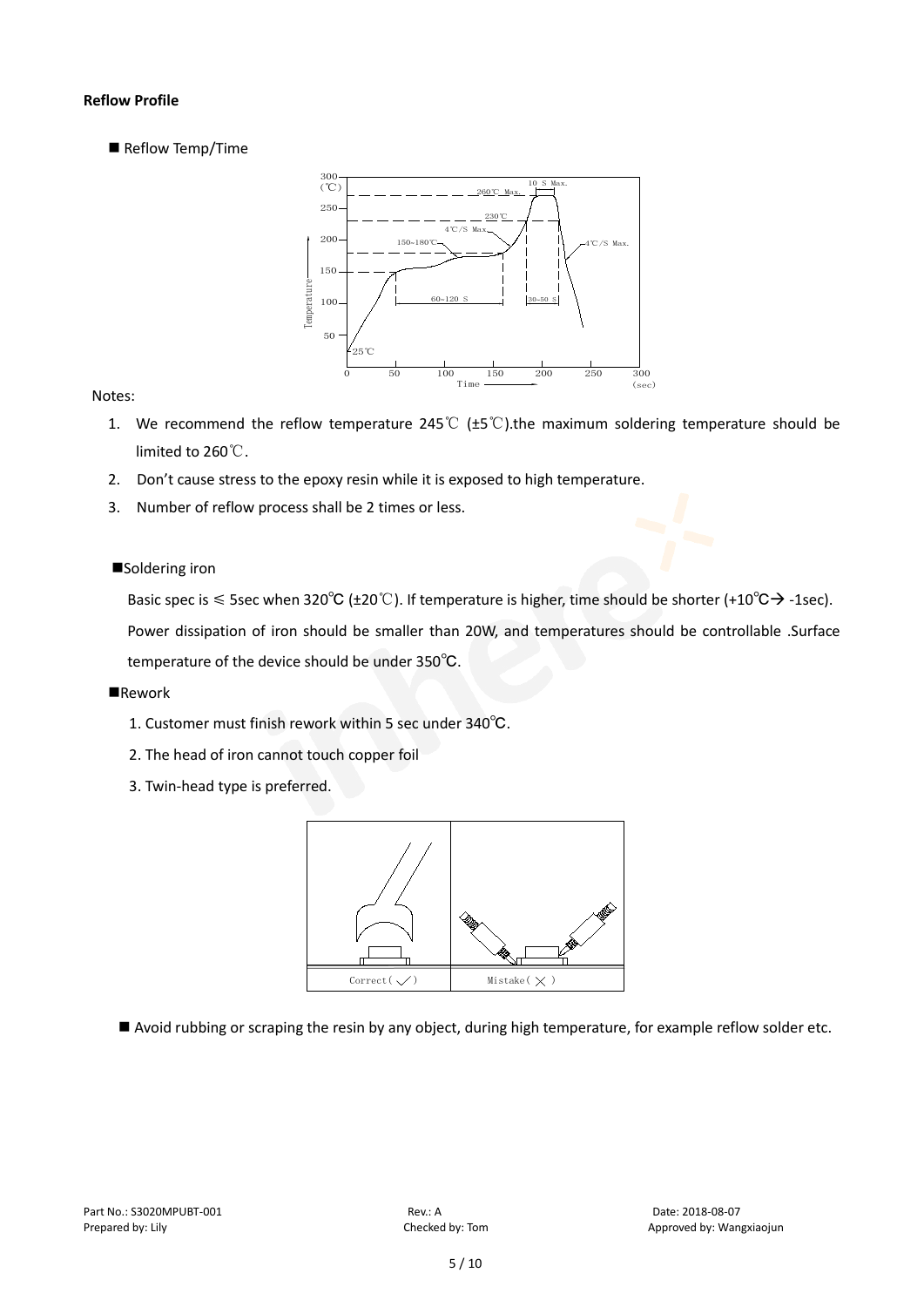**Reflow Profile**

■ Reflow Temp/Time

Notes:

1. We recommend the reflow temperature 245℃ (±5℃).the maximum soldering temperature should be limited to 260℃.
2. Don't cause stress to the epoxy resin while it is exposed to high temperature.
3. Number of reflow process shall be 2 times or less.

■Soldering iron

Basic spec is ≤ 5sec when 320℃ (±20℃). If temperature is higher, time should be shorter (+10℃→ -1sec). Power dissipation of iron should be smaller than 20W, and temperatures should be controllable .Surface temperature of the device should be under 350℃.

■Rework

1. Customer must finish rework within 5 sec under 340℃.
2. The head of iron cannot touch copper foil
3. Twin-head type is preferred.

■ Avoid rubbing or scraping the resin by any object, during high temperature, for example reflow solder etc.

Part No.: S3020MPUBT-001 Rev.: A Date: 2018-08-07
Prepared by: Lily Checked by: Tom Approved by: Wangxiaojun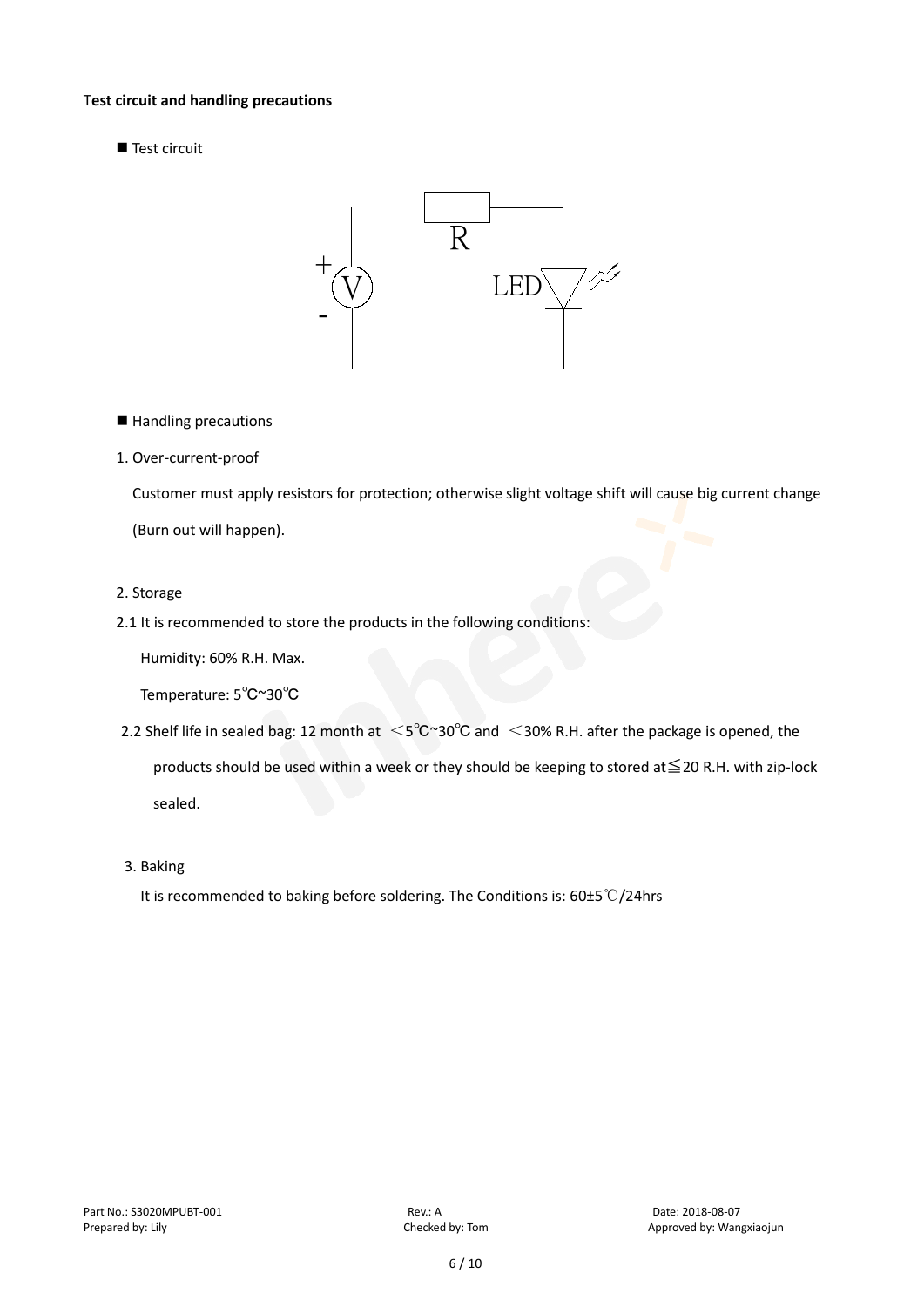**Test circuit and handling precautions**

■ Test circuit

■ Handling precautions

1. Over-current-proof

   Customer must apply resistors for protection; otherwise slight voltage shift will cause big current change (Burn out will happen).

2. Storage

2.1 It is recommended to store the products in the following conditions:

   Humidity: 60% R.H. Max.

   Temperature: 5℃~30℃

2.2 Shelf life in sealed bag: 12 month at ＜5℃~30℃ and ＜30% R.H. after the package is opened, the products should be used within a week or they should be keeping to stored at≦20 R.H. with zip-lock sealed.

3. Baking

   It is recommended to baking before soldering. The Conditions is: 60±5℃/24hrs

Part No.: S3020MPUBT-001 | Rev.: A | Date: 2018-08-07

Prepared by: Lily | Checked by: Tom | Approved by: Wangxiaojun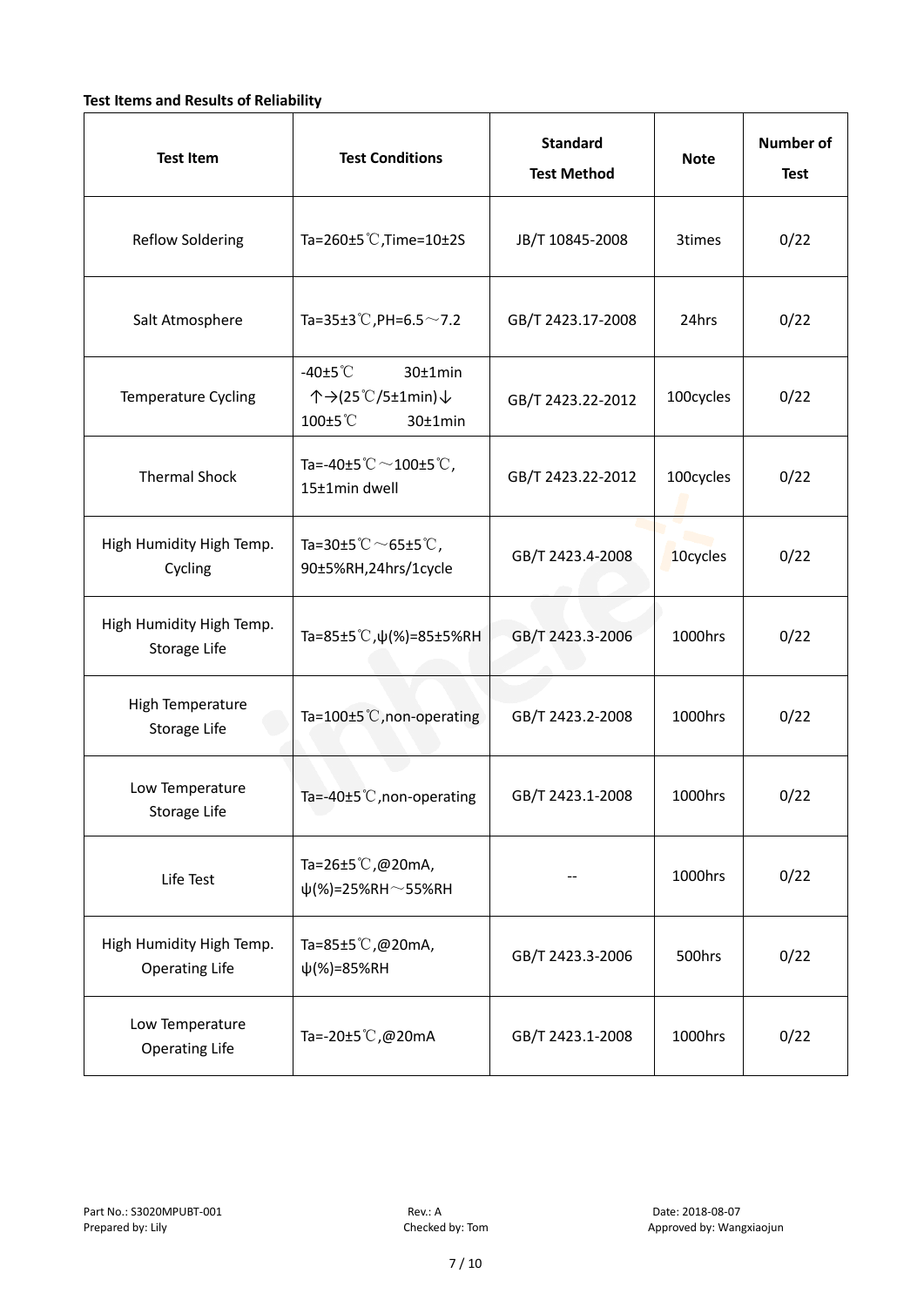**Test Items and Results of Reliability**

| Test Item | Test Conditions | Standard Test Method | Note | Number of Test |
|---|---|---|---|---|
| Reflow Soldering | Ta=260±5℃,Time=10±2S | JB/T 10845-2008 | 3times | 0/22 |
| Salt Atmosphere | Ta=35±3℃,PH=6.5～7.2 | GB/T 2423.17-2008 | 24hrs | 0/22 |
| Temperature Cycling | -40±5℃ 30±1min ↑→(25℃/5±1min)↓ 100±5℃ 30±1min | GB/T 2423.22-2012 | 100cycles | 0/22 |
| Thermal Shock | Ta=-40±5℃～100±5℃, 15±1min dwell | GB/T 2423.22-2012 | 100cycles | 0/22 |
| High Humidity High Temp. Cycling | Ta=30±5℃～65±5℃, 90±5%RH,24hrs/1cycle | GB/T 2423.4-2008 | 10cycles | 0/22 |
| High Humidity High Temp. Storage Life | Ta=85±5℃,ψ(%)=85±5%RH | GB/T 2423.3-2006 | 1000hrs | 0/22 |
| High Temperature Storage Life | Ta=100±5℃,non-operating | GB/T 2423.2-2008 | 1000hrs | 0/22 |
| Low Temperature Storage Life | Ta=-40±5℃,non-operating | GB/T 2423.1-2008 | 1000hrs | 0/22 |
| Life Test | Ta=26±5℃,@20mA, ψ(%)=25%RH～55%RH | -- | 1000hrs | 0/22 |
| High Humidity High Temp. Operating Life | Ta=85±5℃,@20mA, ψ(%)=85%RH | GB/T 2423.3-2006 | 500hrs | 0/22 |
| Low Temperature Operating Life | Ta=-20±5℃,@20mA | GB/T 2423.1-2008 | 1000hrs | 0/22 |

Part No.: S3020MPUBT-001 Rev.: A Date: 2018-08-07
Prepared by: Lily Checked by: Tom Approved by: Wangxiaojun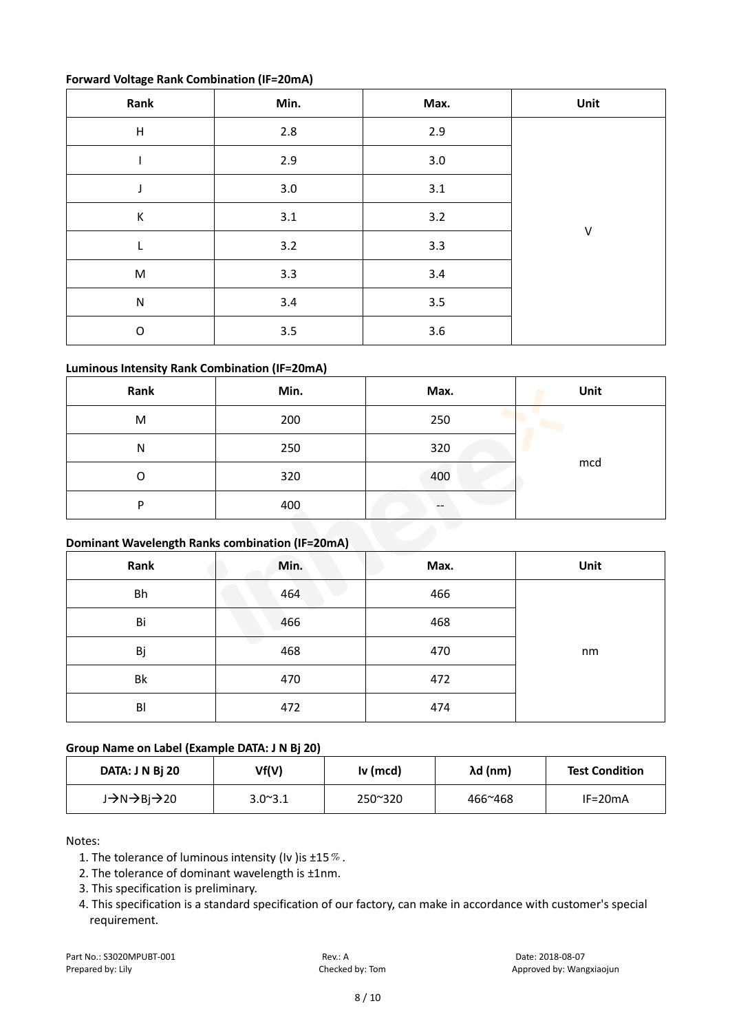**Forward Voltage Rank Combination (IF=20mA)**

| Rank | Min. | Max. | Unit |
|---|---|---|---|
| H | 2.8 | 2.9 | V |
| I | 2.9 | 3.0 | |
| J | 3.0 | 3.1 | |
| K | 3.1 | 3.2 | |
| L | 3.2 | 3.3 | |
| M | 3.3 | 3.4 | |
| N | 3.4 | 3.5 | |
| O | 3.5 | 3.6 | |

**Luminous Intensity Rank Combination (IF=20mA)**

| Rank | Min. | Max. | Unit |
|---|---|---|---|
| M | 200 | 250 | mcd |
| N | 250 | 320 | |
| O | 320 | 400 | |
| P | 400 | -- | |

**Dominant Wavelength Ranks combination (IF=20mA)**

| Rank | Min. | Max. | Unit |
|---|---|---|---|
| Bh | 464 | 466 | nm |
| Bi | 466 | 468 | |
| Bj | 468 | 470 | |
| Bk | 470 | 472 | |
| Bl | 472 | 474 | |

**Group Name on Label (Example DATA: J N Bj 20)**

| DATA: J N Bj 20 | Vf(V) | Iv (mcd) | λd (nm) | Test Condition |
|---|---|---|---|---|
| J→N→Bj→20 | 3.0~3.1 | 250~320 | 466~468 | IF=20mA |

Notes:

1. The tolerance of luminous intensity (Iv )is ±15％.
2. The tolerance of dominant wavelength is ±1nm.
3. This specification is preliminary.
4. This specification is a standard specification of our factory, can make in accordance with customer's special requirement.

Part No.: S3020MPUBT-001 Rev.: A Date: 2018-08-07
Prepared by: Lily Checked by: Tom Approved by: Wangxiaojun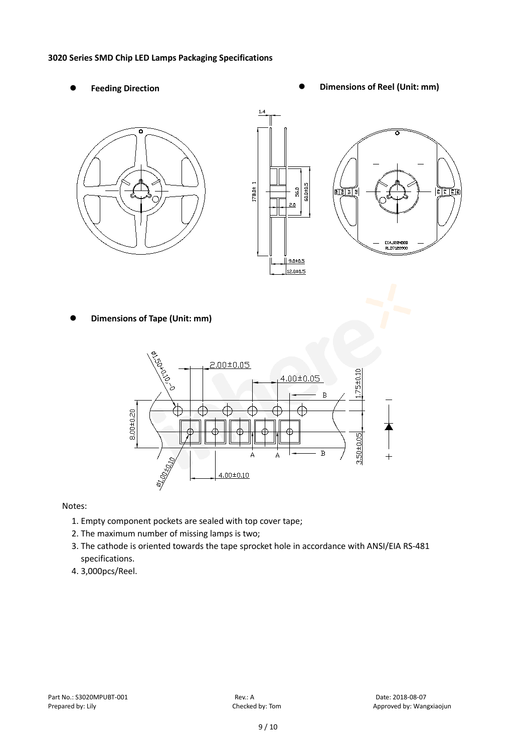**3020 Series SMD Chip LED Lamps Packaging Specifications**

- **Feeding Direction**
- **Dimensions of Reel (Unit: mm)**

- **Dimensions of Tape (Unit: mm)**

Notes:

1. Empty component pockets are sealed with top cover tape;
2. The maximum number of missing lamps is two;
3. The cathode is oriented towards the tape sprocket hole in accordance with ANSI/EIA RS-481 specifications.
4. 3,000pcs/Reel.

Part No.: S3020MPUBT-001 Rev.: A Date: 2018-08-07
Prepared by: Lily Checked by: Tom Approved by: Wangxiaojun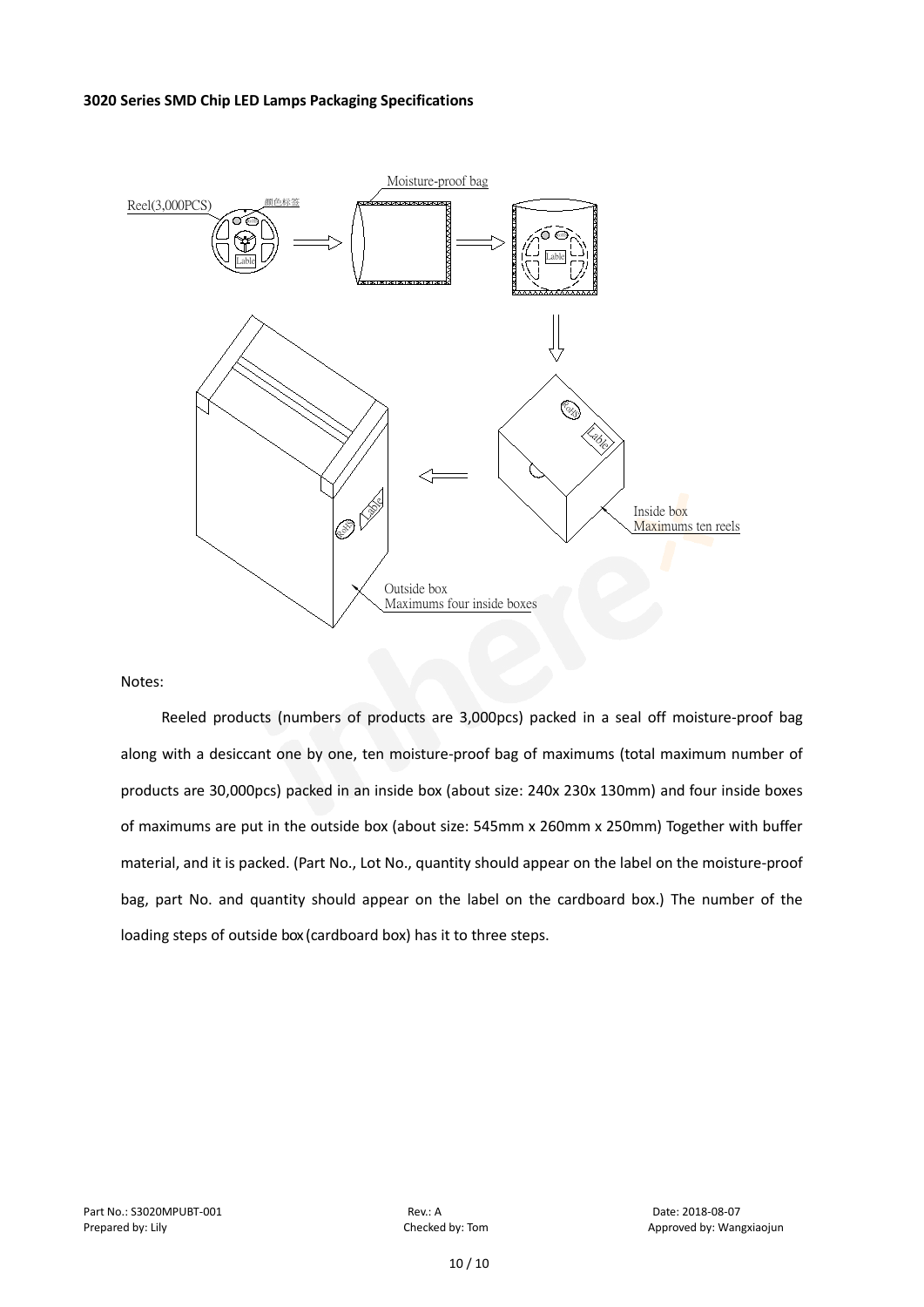**3020 Series SMD Chip LED Lamps Packaging Specifications**

Reel(3,000PCS)

顏色标签

Lable

Moisture-proof bag

Lable

Inside box
Maximums ten reels

Outside box
Maximums four inside boxes

Notes:

Reeled products (numbers of products are 3,000pcs) packed in a seal off moisture-proof bag along with a desiccant one by one, ten moisture-proof bag of maximums (total maximum number of products are 30,000pcs) packed in an inside box (about size: 240x 230x 130mm) and four inside boxes of maximums are put in the outside box (about size: 545mm x 260mm x 250mm) Together with buffer material, and it is packed. (Part No., Lot No., quantity should appear on the label on the moisture-proof bag, part No. and quantity should appear on the label on the cardboard box.) The number of the loading steps of outside box (cardboard box) has it to three steps.

Part No.: S3020MPUBT-001 Rev.: A Date: 2018-08-07

Prepared by: Lily Checked by: Tom Approved by: Wangxiaojun